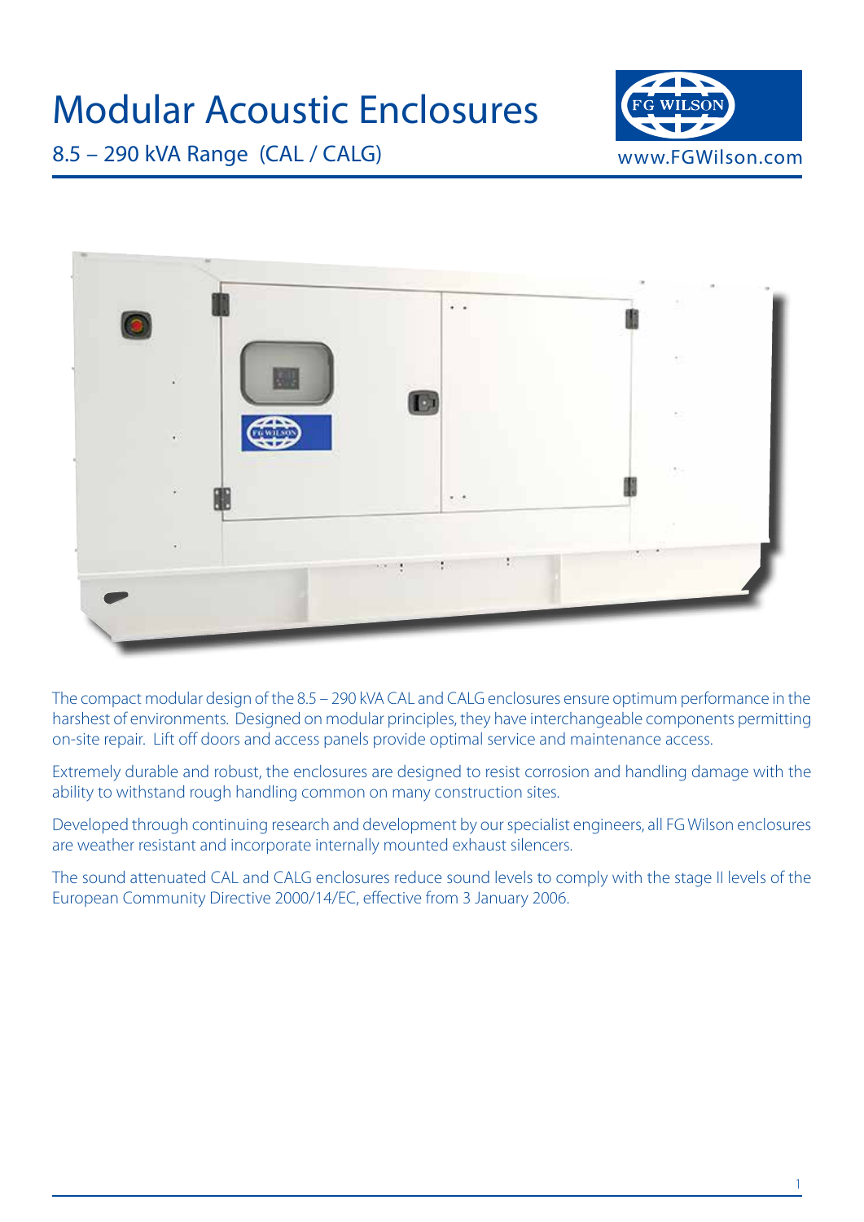# Modular Acoustic Enclosures

## 8.5 – 290 kVA Range (CAL / CALG)

www.FGWilson.com

The compact modular design of the 8.5 – 290 kVA CAL and CALG enclosures ensure optimum performance in the harshest of environments. Designed on modular principles, they have interchangeable components permitting on-site repair. Lift off doors and access panels provide optimal service and maintenance access.

Extremely durable and robust, the enclosures are designed to resist corrosion and handling damage with the ability to withstand rough handling common on many construction sites.

Developed through continuing research and development by our specialist engineers, all FG Wilson enclosures are weather resistant and incorporate internally mounted exhaust silencers.

The sound attenuated CAL and CALG enclosures reduce sound levels to comply with the stage II levels of the European Community Directive 2000/14/EC, effective from 3 January 2006.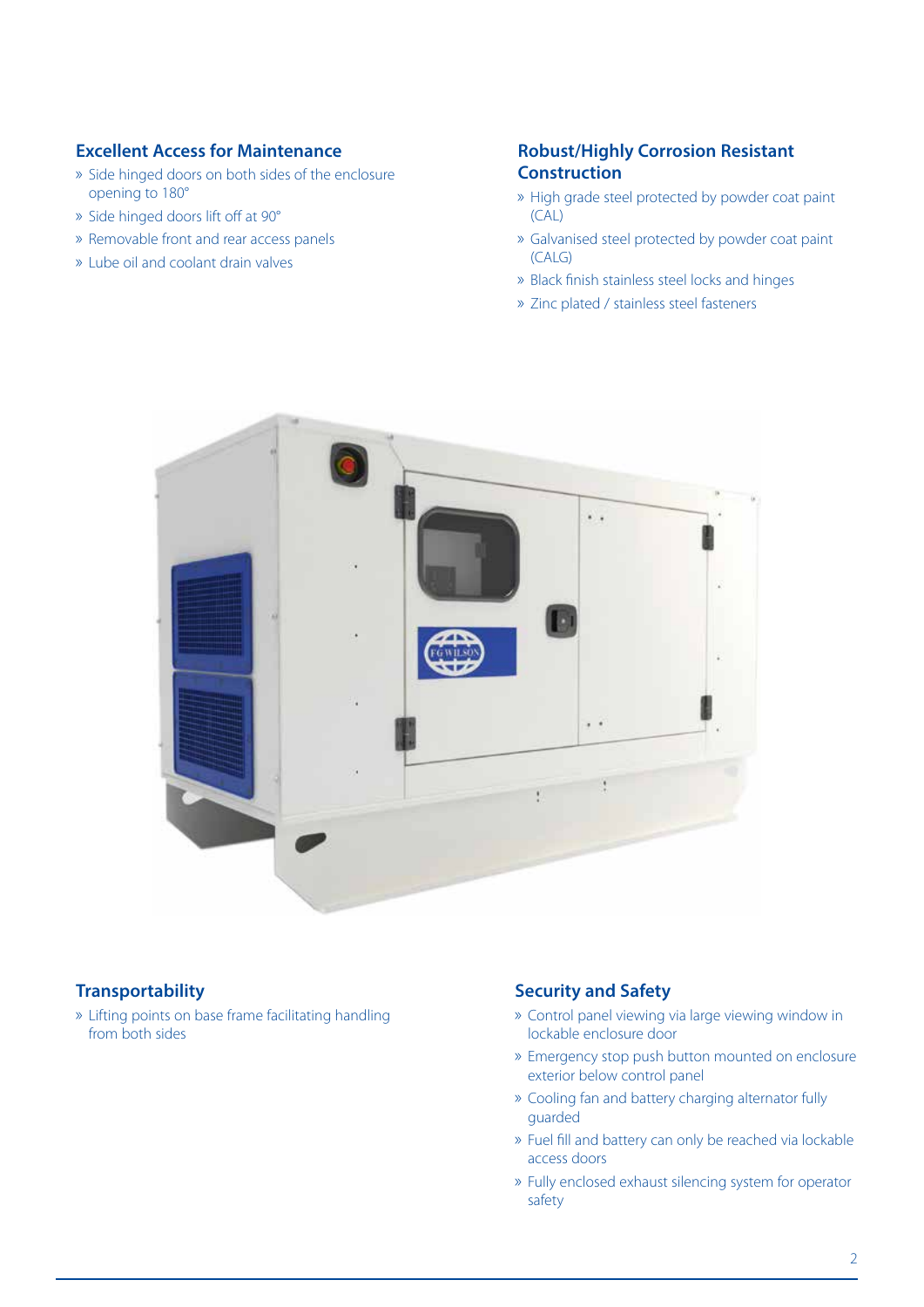## Excellent Access for Maintenance

- Side hinged doors on both sides of the enclosure opening to 180°
- Side hinged doors lift off at 90°
- Removable front and rear access panels
- Lube oil and coolant drain valves

## Robust/Highly Corrosion Resistant Construction

- High grade steel protected by powder coat paint (CAL)
- Galvanised steel protected by powder coat paint (CALG)
- Black finish stainless steel locks and hinges
- Zinc plated / stainless steel fasteners

## Transportability

- Lifting points on base frame facilitating handling from both sides

## Security and Safety

- Control panel viewing via large viewing window in lockable enclosure door
- Emergency stop push button mounted on enclosure exterior below control panel
- Cooling fan and battery charging alternator fully guarded
- Fuel fill and battery can only be reached via lockable access doors
- Fully enclosed exhaust silencing system for operator safety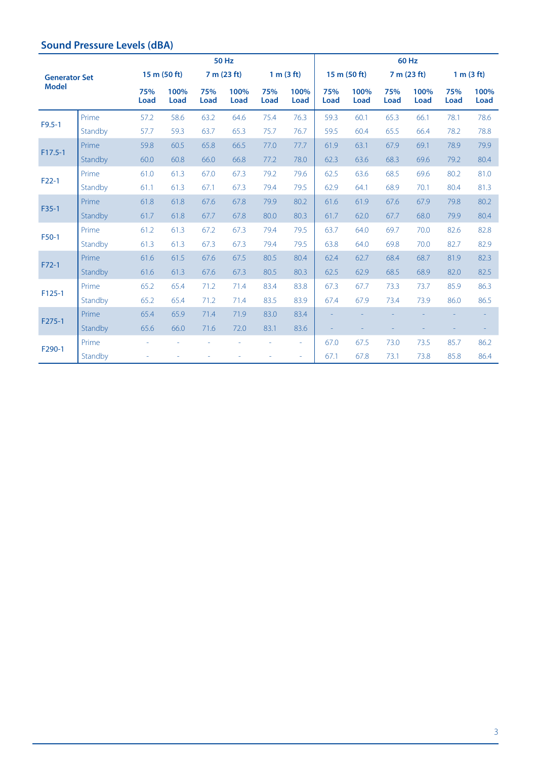## Sound Pressure Levels (dBA)

| Generator Set Model | | 50 Hz | | | | | | 60 Hz | | | | | |
|---|---|---|---|---|---|---|---|---|---|---|---|---|---|
| | | 15 m (50 ft) | | 7 m (23 ft) | | 1 m (3 ft) | | 15 m (50 ft) | | 7 m (23 ft) | | 1 m (3 ft) | |
| | | 75% Load | 100% Load | 75% Load | 100% Load | 75% Load | 100% Load | 75% Load | 100% Load | 75% Load | 100% Load | 75% Load | 100% Load |
| F9.5-1 | Prime | 57.2 | 58.6 | 63.2 | 64.6 | 75.4 | 76.3 | 59.3 | 60.1 | 65.3 | 66.1 | 78.1 | 78.6 |
| | Standby | 57.7 | 59.3 | 63.7 | 65.3 | 75.7 | 76.7 | 59.5 | 60.4 | 65.5 | 66.4 | 78.2 | 78.8 |
| F17.5-1 | Prime | 59.8 | 60.5 | 65.8 | 66.5 | 77.0 | 77.7 | 61.9 | 63.1 | 67.9 | 69.1 | 78.9 | 79.9 |
| | Standby | 60.0 | 60.8 | 66.0 | 66.8 | 77.2 | 78.0 | 62.3 | 63.6 | 68.3 | 69.6 | 79.2 | 80.4 |
| F22-1 | Prime | 61.0 | 61.3 | 67.0 | 67.3 | 79.2 | 79.6 | 62.5 | 63.6 | 68.5 | 69.6 | 80.2 | 81.0 |
| | Standby | 61.1 | 61.3 | 67.1 | 67.3 | 79.4 | 79.5 | 62.9 | 64.1 | 68.9 | 70.1 | 80.4 | 81.3 |
| F35-1 | Prime | 61.8 | 61.8 | 67.6 | 67.8 | 79.9 | 80.2 | 61.6 | 61.9 | 67.6 | 67.9 | 79.8 | 80.2 |
| | Standby | 61.7 | 61.8 | 67.7 | 67.8 | 80.0 | 80.3 | 61.7 | 62.0 | 67.7 | 68.0 | 79.9 | 80.4 |
| F50-1 | Prime | 61.2 | 61.3 | 67.2 | 67.3 | 79.4 | 79.5 | 63.7 | 64.0 | 69.7 | 70.0 | 82.6 | 82.8 |
| | Standby | 61.3 | 61.3 | 67.3 | 67.3 | 79.4 | 79.5 | 63.8 | 64.0 | 69.8 | 70.0 | 82.7 | 82.9 |
| F72-1 | Prime | 61.6 | 61.5 | 67.6 | 67.5 | 80.5 | 80.4 | 62.4 | 62.7 | 68.4 | 68.7 | 81.9 | 82.3 |
| | Standby | 61.6 | 61.3 | 67.6 | 67.3 | 80.5 | 80.3 | 62.5 | 62.9 | 68.5 | 68.9 | 82.0 | 82.5 |
| F125-1 | Prime | 65.2 | 65.4 | 71.2 | 71.4 | 83.4 | 83.8 | 67.3 | 67.7 | 73.3 | 73.7 | 85.9 | 86.3 |
| | Standby | 65.2 | 65.4 | 71.2 | 71.4 | 83.5 | 83.9 | 67.4 | 67.9 | 73.4 | 73.9 | 86.0 | 86.5 |
| F275-1 | Prime | 65.4 | 65.9 | 71.4 | 71.9 | 83.0 | 83.4 | - | - | - | - | - | - |
| | Standby | 65.6 | 66.0 | 71.6 | 72.0 | 83.1 | 83.6 | - | - | - | - | - | - |
| F290-1 | Prime | - | - | - | - | - | - | 67.0 | 67.5 | 73.0 | 73.5 | 85.7 | 86.2 |
| | Standby | - | - | - | - | - | - | 67.1 | 67.8 | 73.1 | 73.8 | 85.8 | 86.4 |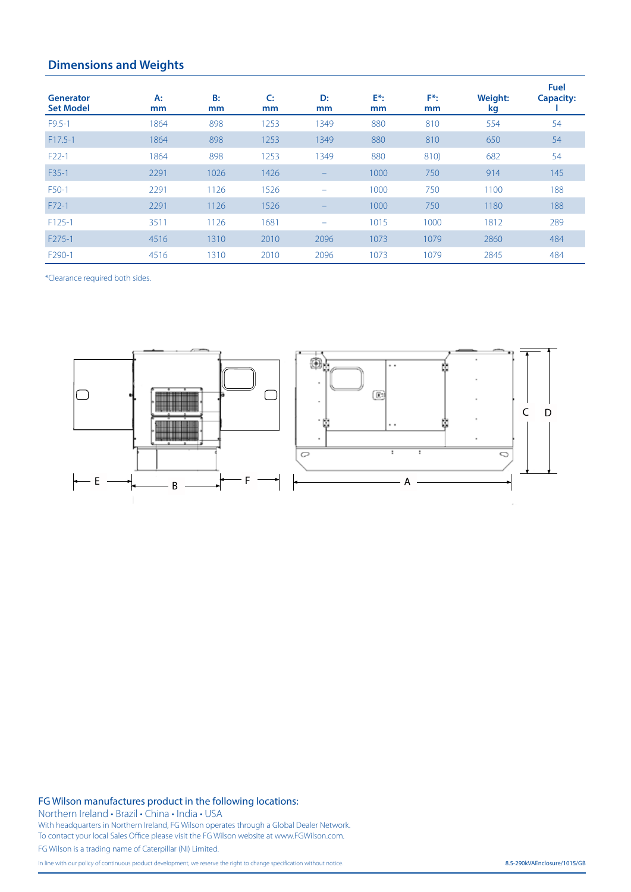## Dimensions and Weights

| Generator Set Model | A: mm | B: mm | C: mm | D: mm | E*: mm | F*: mm | Weight: kg | Fuel Capacity: l |
|---|---|---|---|---|---|---|---|---|
| F9.5-1 | 1864 | 898 | 1253 | 1349 | 880 | 810 | 554 | 54 |
| F17.5-1 | 1864 | 898 | 1253 | 1349 | 880 | 810 | 650 | 54 |
| F22-1 | 1864 | 898 | 1253 | 1349 | 880 | 810) | 682 | 54 |
| F35-1 | 2291 | 1026 | 1426 | – | 1000 | 750 | 914 | 145 |
| F50-1 | 2291 | 1126 | 1526 | – | 1000 | 750 | 1100 | 188 |
| F72-1 | 2291 | 1126 | 1526 | – | 1000 | 750 | 1180 | 188 |
| F125-1 | 3511 | 1126 | 1681 | – | 1015 | 1000 | 1812 | 289 |
| F275-1 | 4516 | 1310 | 2010 | 2096 | 1073 | 1079 | 2860 | 484 |
| F290-1 | 4516 | 1310 | 2010 | 2096 | 1073 | 1079 | 2845 | 484 |

*Clearance required both sides.

E B F A C D

FG Wilson manufactures product in the following locations:

Northern Ireland • Brazil • China • India • USA

With headquarters in Northern Ireland, FG Wilson operates through a Global Dealer Network.
To contact your local Sales Office please visit the FG Wilson website at www.FGWilson.com.

FG Wilson is a trading name of Caterpillar (NI) Limited.

In line with our policy of continuous product development, we reserve the right to change specification without notice.

8.5-290kVAEnclosure/1015/GB